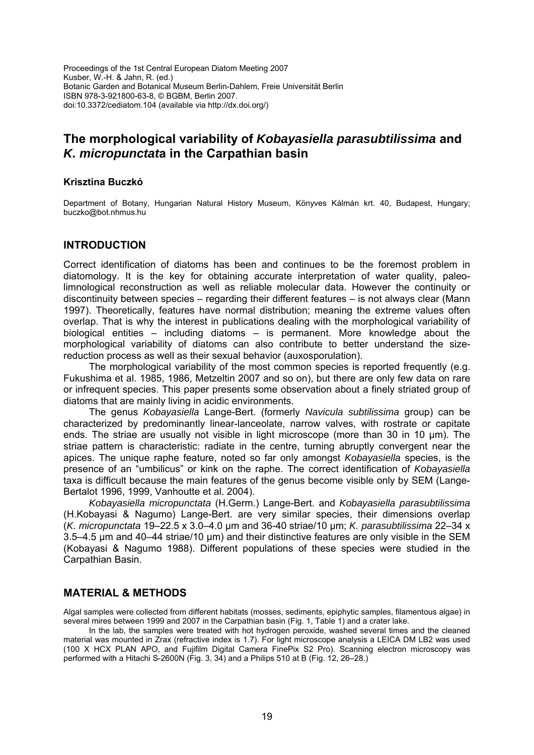Proceedings of the 1st Central European Diatom Meeting 2007
Kusber, W.-H. & Jahn, R. (ed.)
Botanic Garden and Botanical Museum Berlin-Dahlem, Freie Universität Berlin
ISBN 978-3-921800-63-8, © BGBM, Berlin 2007.
doi:10.3372/cediatom.104 (available via http://dx.doi.org/)

# The morphological variability of *Kobayasiella parasubtilissima* and *K. micropunctata* in the Carpathian basin

**Krisztina Buczkó**

Department of Botany, Hungarian Natural History Museum, Könyves Kálmán krt. 40, Budapest, Hungary; buczko@bot.nhmus.hu

## INTRODUCTION

Correct identification of diatoms has been and continues to be the foremost problem in diatomology. It is the key for obtaining accurate interpretation of water quality, paleo-limnological reconstruction as well as reliable molecular data. However the continuity or discontinuity between species – regarding their different features – is not always clear (Mann 1997). Theoretically, features have normal distribution; meaning the extreme values often overlap. That is why the interest in publications dealing with the morphological variability of biological entities – including diatoms – is permanent. More knowledge about the morphological variability of diatoms can also contribute to better understand the size-reduction process as well as their sexual behavior (auxosporulation).

The morphological variability of the most common species is reported frequently (e.g. Fukushima et al. 1985, 1986, Metzeltin 2007 and so on), but there are only few data on rare or infrequent species. This paper presents some observation about a finely striated group of diatoms that are mainly living in acidic environments.

The genus *Kobayasiella* Lange-Bert. (formerly *Navicula subtilissima* group) can be characterized by predominantly linear-lanceolate, narrow valves, with rostrate or capitate ends. The striae are usually not visible in light microscope (more than 30 in 10 µm). The striae pattern is characteristic: radiate in the centre, turning abruptly convergent near the apices. The unique raphe feature, noted so far only amongst *Kobayasiella* species, is the presence of an "umbilicus" or kink on the raphe. The correct identification of *Kobayasiella* taxa is difficult because the main features of the genus become visible only by SEM (Lange-Bertalot 1996, 1999, Vanhoutte et al. 2004).

*Kobayasiella micropunctata* (H.Germ.) Lange-Bert. and *Kobayasiella parasubtilissima* (H.Kobayasi & Nagumo) Lange-Bert. are very similar species, their dimensions overlap (*K. micropunctata* 19–22.5 x 3.0–4.0 µm and 36-40 striae/10 µm; *K. parasubtilissima* 22–34 x 3.5–4.5 µm and 40–44 striae/10 µm) and their distinctive features are only visible in the SEM (Kobayasi & Nagumo 1988). Different populations of these species were studied in the Carpathian Basin.

## MATERIAL & METHODS

Algal samples were collected from different habitats (mosses, sediments, epiphytic samples, filamentous algae) in several mires between 1999 and 2007 in the Carpathian basin (Fig. 1, Table 1) and a crater lake.

In the lab, the samples were treated with hot hydrogen peroxide, washed several times and the cleaned material was mounted in Zrax (refractive index is 1.7). For light microscope analysis a LEICA DM LB2 was used (100 X HCX PLAN APO, and Fujifilm Digital Camera FinePix S2 Pro). Scanning electron microscopy was performed with a Hitachi S-2600N (Fig. 3, 34) and a Philips 510 at B (Fig. 12, 26–28.)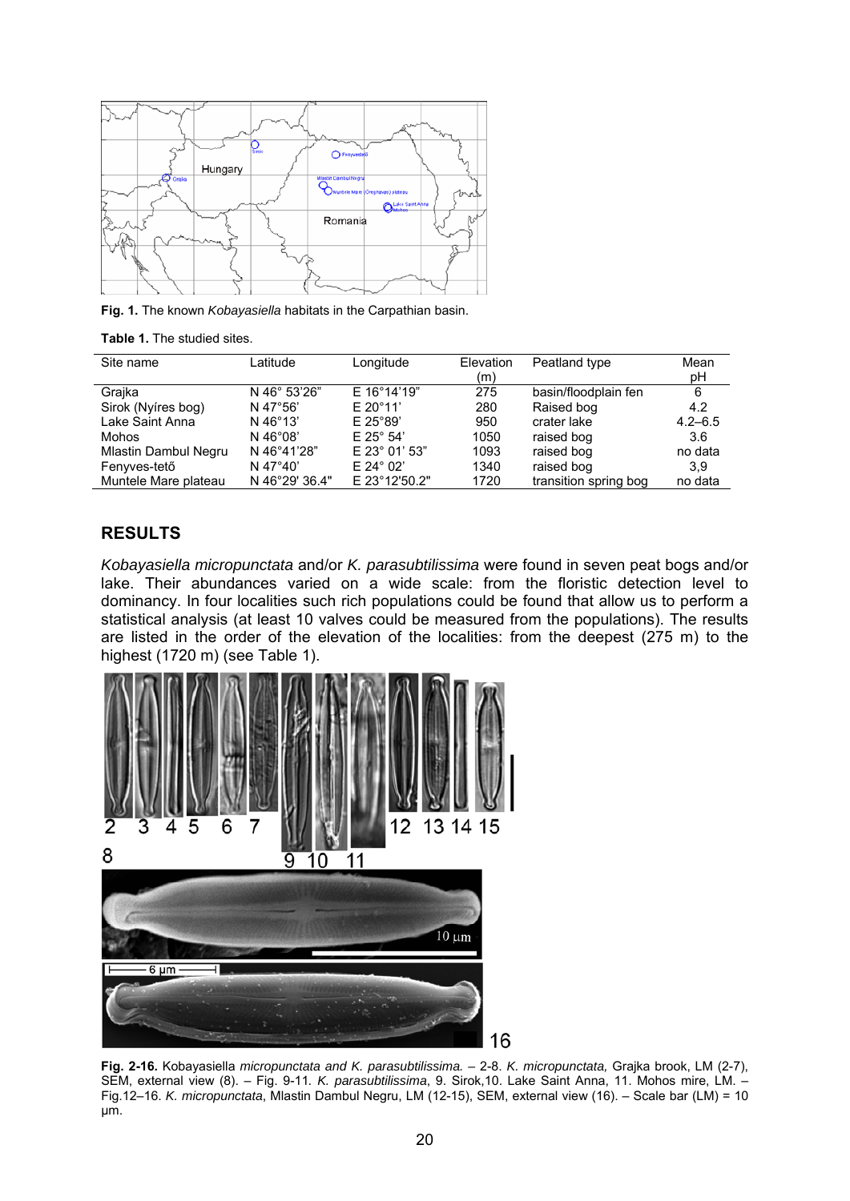Fig. 1. The known *Kobayasiella* habitats in the Carpathian basin.

Table 1. The studied sites.

| Site name | Latitude | Longitude | Elevation (m) | Peatland type | Mean pH |
|---|---|---|---|---|---|
| Grajka | N 46° 53'26" | E 16°14'19" | 275 | basin/floodplain fen | 6 |
| Sirok (Nyíres bog) | N 47°56' | E 20°11' | 280 | Raised bog | 4.2 |
| Lake Saint Anna | N 46°13' | E 25°89' | 950 | crater lake | 4.2–6.5 |
| Mohos | N 46°08' | E 25° 54' | 1050 | raised bog | 3.6 |
| Mlastin Dambul Negru | N 46°41'28" | E 23° 01' 53" | 1093 | raised bog | no data |
| Fenyves-tető | N 47°40' | E 24° 02' | 1340 | raised bog | 3,9 |
| Muntele Mare plateau | N 46°29' 36.4" | E 23°12'50.2" | 1720 | transition spring bog | no data |

## RESULTS

*Kobayasiella micropunctata* and/or *K. parasubtilissima* were found in seven peat bogs and/or lake. Their abundances varied on a wide scale: from the floristic detection level to dominancy. In four localities such rich populations could be found that allow us to perform a statistical analysis (at least 10 valves could be measured from the populations). The results are listed in the order of the elevation of the localities: from the deepest (275 m) to the highest (1720 m) (see Table 1).

Fig. 2-16. Kobayasiella *micropunctata and K. parasubtilissima.* – 2-8. *K. micropunctata,* Grajka brook, LM (2-7), SEM, external view (8). – Fig. 9-11. *K. parasubtilissima*, 9. Sirok,10. Lake Saint Anna, 11. Mohos mire, LM. – Fig.12–16. *K. micropunctata*, Mlastin Dambul Negru, LM (12-15), SEM, external view (16). – Scale bar (LM) = 10 µm.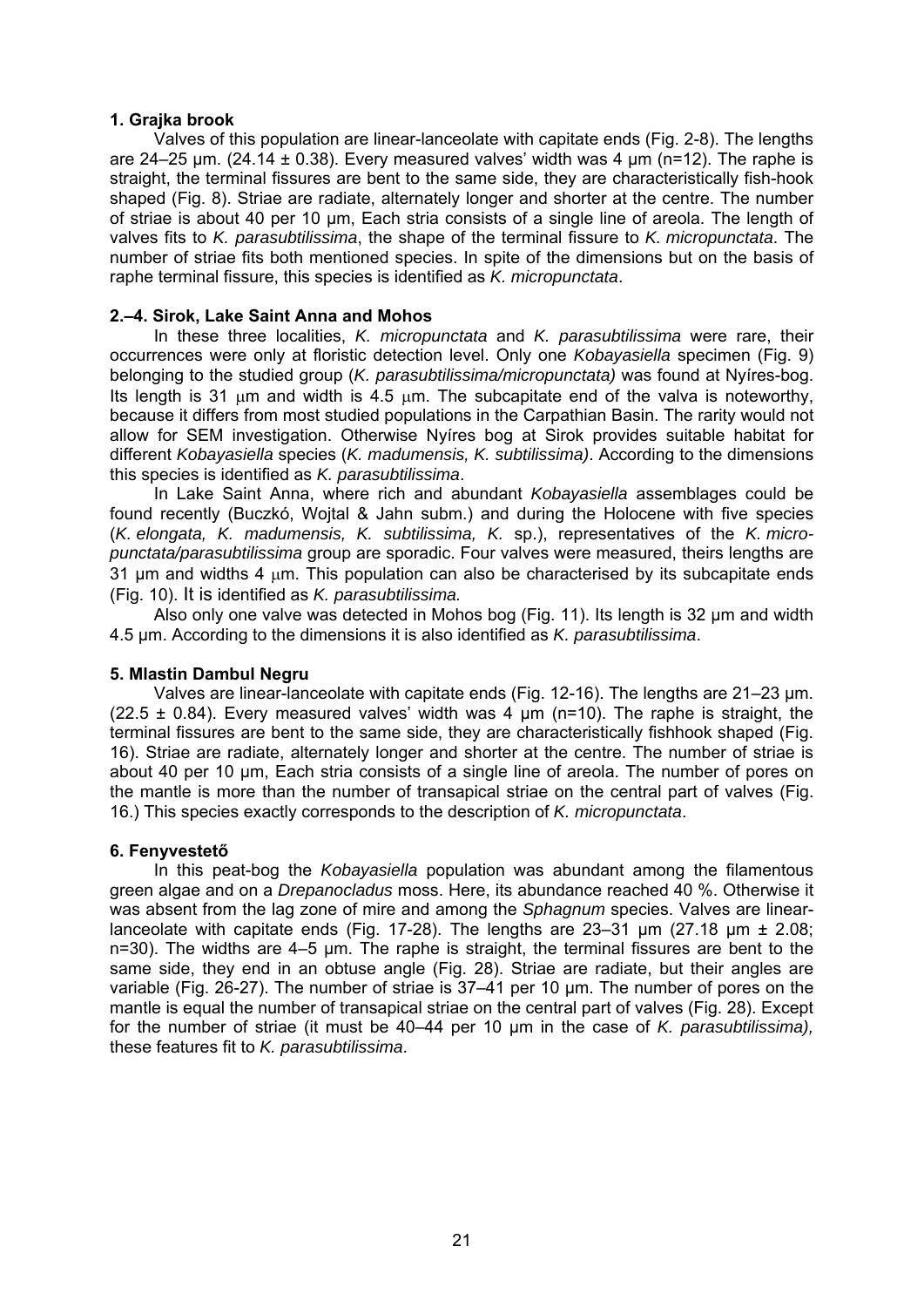### 1. Grajka brook

Valves of this population are linear-lanceolate with capitate ends (Fig. 2-8). The lengths are 24–25 µm. (24.14 ± 0.38). Every measured valves' width was 4 µm (n=12). The raphe is straight, the terminal fissures are bent to the same side, they are characteristically fish-hook shaped (Fig. 8). Striae are radiate, alternately longer and shorter at the centre. The number of striae is about 40 per 10 µm, Each stria consists of a single line of areola. The length of valves fits to *K. parasubtilissima*, the shape of the terminal fissure to *K. micropunctata*. The number of striae fits both mentioned species. In spite of the dimensions but on the basis of raphe terminal fissure, this species is identified as *K. micropunctata*.

### 2.–4. Sirok, Lake Saint Anna and Mohos

In these three localities, *K. micropunctata* and *K. parasubtilissima* were rare, their occurrences were only at floristic detection level. Only one *Kobayasiella* specimen (Fig. 9) belonging to the studied group (*K. parasubtilissima/micropunctata)* was found at Nyíres-bog. Its length is 31 µm and width is 4.5 µm. The subcapitate end of the valva is noteworthy, because it differs from most studied populations in the Carpathian Basin. The rarity would not allow for SEM investigation. Otherwise Nyíres bog at Sirok provides suitable habitat for different *Kobayasiella* species (*K. madumensis, K. subtilissima)*. According to the dimensions this species is identified as *K. parasubtilissima*.

In Lake Saint Anna, where rich and abundant *Kobayasiella* assemblages could be found recently (Buczkó, Wojtal & Jahn subm.) and during the Holocene with five species (*K. elongata, K. madumensis, K. subtilissima, K.* sp.), representatives of the *K. micropunctata/parasubtilissima* group are sporadic. Four valves were measured, theirs lengths are 31 µm and widths 4 µm. This population can also be characterised by its subcapitate ends (Fig. 10). It is identified as *K. parasubtilissima.*

Also only one valve was detected in Mohos bog (Fig. 11). Its length is 32 µm and width 4.5 µm. According to the dimensions it is also identified as *K. parasubtilissima*.

### 5. Mlastin Dambul Negru

Valves are linear-lanceolate with capitate ends (Fig. 12-16). The lengths are 21–23 µm. (22.5 ± 0.84). Every measured valves' width was 4 µm (n=10). The raphe is straight, the terminal fissures are bent to the same side, they are characteristically fishhook shaped (Fig. 16). Striae are radiate, alternately longer and shorter at the centre. The number of striae is about 40 per 10 µm, Each stria consists of a single line of areola. The number of pores on the mantle is more than the number of transapical striae on the central part of valves (Fig. 16.) This species exactly corresponds to the description of *K. micropunctata*.

### 6. Fenyvestető

In this peat-bog the *Kobayasiella* population was abundant among the filamentous green algae and on a *Drepanocladus* moss. Here, its abundance reached 40 %. Otherwise it was absent from the lag zone of mire and among the *Sphagnum* species. Valves are linear-lanceolate with capitate ends (Fig. 17-28). The lengths are 23–31 µm (27.18 µm ± 2.08; n=30). The widths are 4–5 µm. The raphe is straight, the terminal fissures are bent to the same side, they end in an obtuse angle (Fig. 28). Striae are radiate, but their angles are variable (Fig. 26-27). The number of striae is 37–41 per 10 µm. The number of pores on the mantle is equal the number of transapical striae on the central part of valves (Fig. 28). Except for the number of striae (it must be 40–44 per 10 µm in the case of *K. parasubtilissima),* these features fit to *K. parasubtilissima*.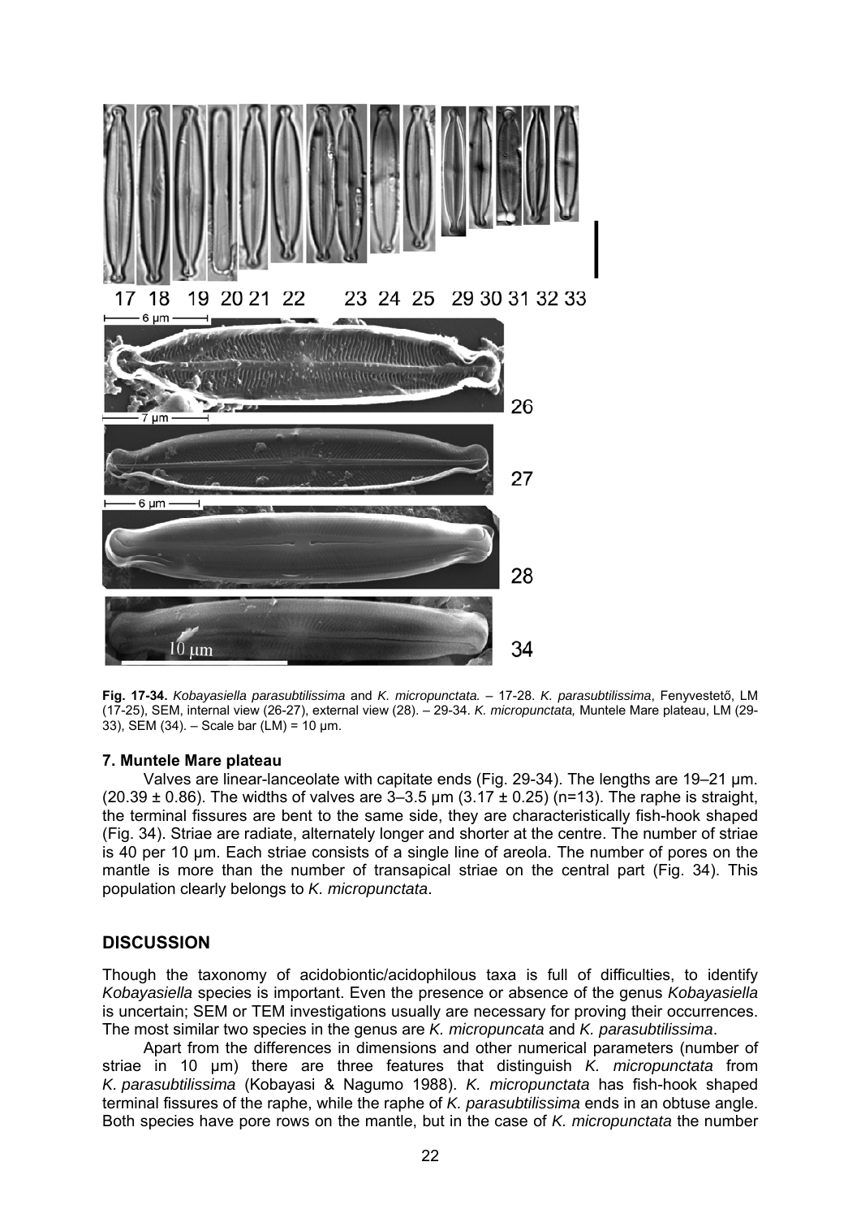**Fig. 17-34.** *Kobayasiella parasubtilissima* and *K. micropunctata.* – 17-28. *K. parasubtilissima*, Fenyvestető, LM (17-25), SEM, internal view (26-27), external view (28). – 29-34. *K. micropunctata,* Muntele Mare plateau, LM (29-33), SEM (34). – Scale bar (LM) = 10 µm.

### 7. Muntele Mare plateau

Valves are linear-lanceolate with capitate ends (Fig. 29-34). The lengths are 19–21 µm. (20.39 ± 0.86). The widths of valves are 3–3.5 µm (3.17 ± 0.25) (n=13). The raphe is straight, the terminal fissures are bent to the same side, they are characteristically fish-hook shaped (Fig. 34). Striae are radiate, alternately longer and shorter at the centre. The number of striae is 40 per 10 µm. Each striae consists of a single line of areola. The number of pores on the mantle is more than the number of transapical striae on the central part (Fig. 34). This population clearly belongs to *K. micropunctata*.

## DISCUSSION

Though the taxonomy of acidobiontic/acidophilous taxa is full of difficulties, to identify *Kobayasiella* species is important. Even the presence or absence of the genus *Kobayasiella* is uncertain; SEM or TEM investigations usually are necessary for proving their occurrences. The most similar two species in the genus are *K. micropuncata* and *K. parasubtilissima*.

Apart from the differences in dimensions and other numerical parameters (number of striae in 10 µm) there are three features that distinguish *K. micropunctata* from *K. parasubtilissima* (Kobayasi & Nagumo 1988). *K. micropunctata* has fish-hook shaped terminal fissures of the raphe, while the raphe of *K. parasubtilissima* ends in an obtuse angle. Both species have pore rows on the mantle, but in the case of *K. micropunctata* the number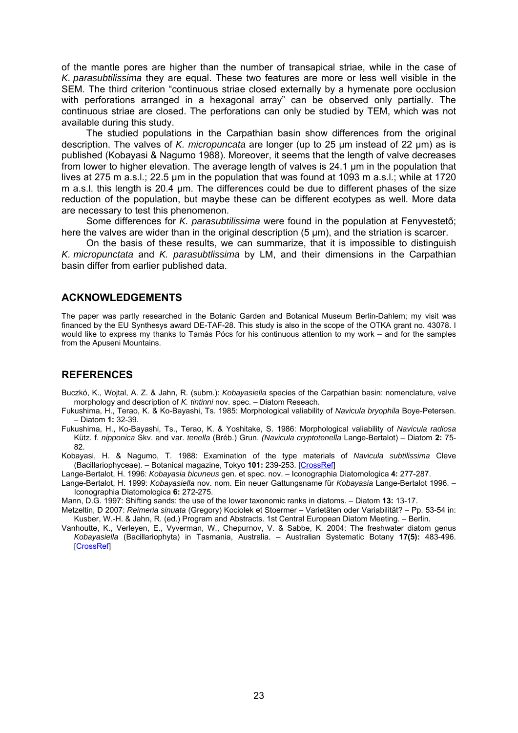of the mantle pores are higher than the number of transapical striae, while in the case of *K. parasubtilissima* they are equal. These two features are more or less well visible in the SEM. The third criterion "continuous striae closed externally by a hymenate pore occlusion with perforations arranged in a hexagonal array" can be observed only partially. The continuous striae are closed. The perforations can only be studied by TEM, which was not available during this study.

The studied populations in the Carpathian basin show differences from the original description. The valves of *K. micropuncata* are longer (up to 25 µm instead of 22 µm) as is published (Kobayasi & Nagumo 1988). Moreover, it seems that the length of valve decreases from lower to higher elevation. The average length of valves is 24.1 µm in the population that lives at 275 m a.s.l.; 22.5 µm in the population that was found at 1093 m a.s.l.; while at 1720 m a.s.l. this length is 20.4 µm. The differences could be due to different phases of the size reduction of the population, but maybe these can be different ecotypes as well. More data are necessary to test this phenomenon.

Some differences for *K. parasubtilissima* were found in the population at Fenyvestető; here the valves are wider than in the original description (5 µm), and the striation is scarcer.

On the basis of these results, we can summarize, that it is impossible to distinguish *K. micropunctata* and *K. parasubtlissima* by LM, and their dimensions in the Carpathian basin differ from earlier published data.

## ACKNOWLEDGEMENTS

The paper was partly researched in the Botanic Garden and Botanical Museum Berlin-Dahlem; my visit was financed by the EU Synthesys award DE-TAF-28. This study is also in the scope of the OTKA grant no. 43078. I would like to express my thanks to Tamás Pócs for his continuous attention to my work – and for the samples from the Apuseni Mountains.

## REFERENCES

Buczkó, K., Wojtal, A. Z. & Jahn, R. (subm.): *Kobayasiella* species of the Carpathian basin: nomenclature, valve morphology and description of *K. tintinni* nov. spec. – Diatom Reseach.

Fukushima, H., Terao, K. & Ko-Bayashi, Ts. 1985: Morphological valiability of *Navicula bryophila* Boye-Petersen. – Diatom **1:** 32-39.

Fukushima, H., Ko-Bayashi, Ts., Terao, K. & Yoshitake, S. 1986: Morphological valiability of *Navicula radiosa* Kütz. f. *nipponica* Skv. and var. *tenella* (Bréb.) Grun. *(Navicula cryptotenella* Lange-Bertalot) – Diatom **2:** 75-82.

Kobayasi, H. & Nagumo, T. 1988: Examination of the type materials of *Navicula subtilissima* Cleve (Bacillariophyceae). – Botanical magazine, Tokyo **101:** 239-253. [CrossRef]

Lange-Bertalot, H. 1996: *Kobayasia bicuneus* gen. et spec. nov. – Iconographia Diatomologica **4:** 277-287.

Lange-Bertalot, H. 1999: *Kobayasiella* nov. nom. Ein neuer Gattungsname für *Kobayasia* Lange-Bertalot 1996. – Iconographia Diatomologica **6:** 272-275.

Mann, D.G. 1997: Shifting sands: the use of the lower taxonomic ranks in diatoms. – Diatom **13:** 13-17.

Metzeltin, D 2007: *Reimeria sinuata* (Gregory) Kociolek et Stoermer – Varietäten oder Variabilität? – Pp. 53-54 in: Kusber, W.-H. & Jahn, R. (ed.) Program and Abstracts. 1st Central European Diatom Meeting. – Berlin.

Vanhoutte, K., Verleyen, E., Vyverman, W., Chepurnov, V. & Sabbe, K. 2004: The freshwater diatom genus *Kobayasiella* (Bacillariophyta) in Tasmania, Australia. – Australian Systematic Botany **17(5):** 483-496. [CrossRef]